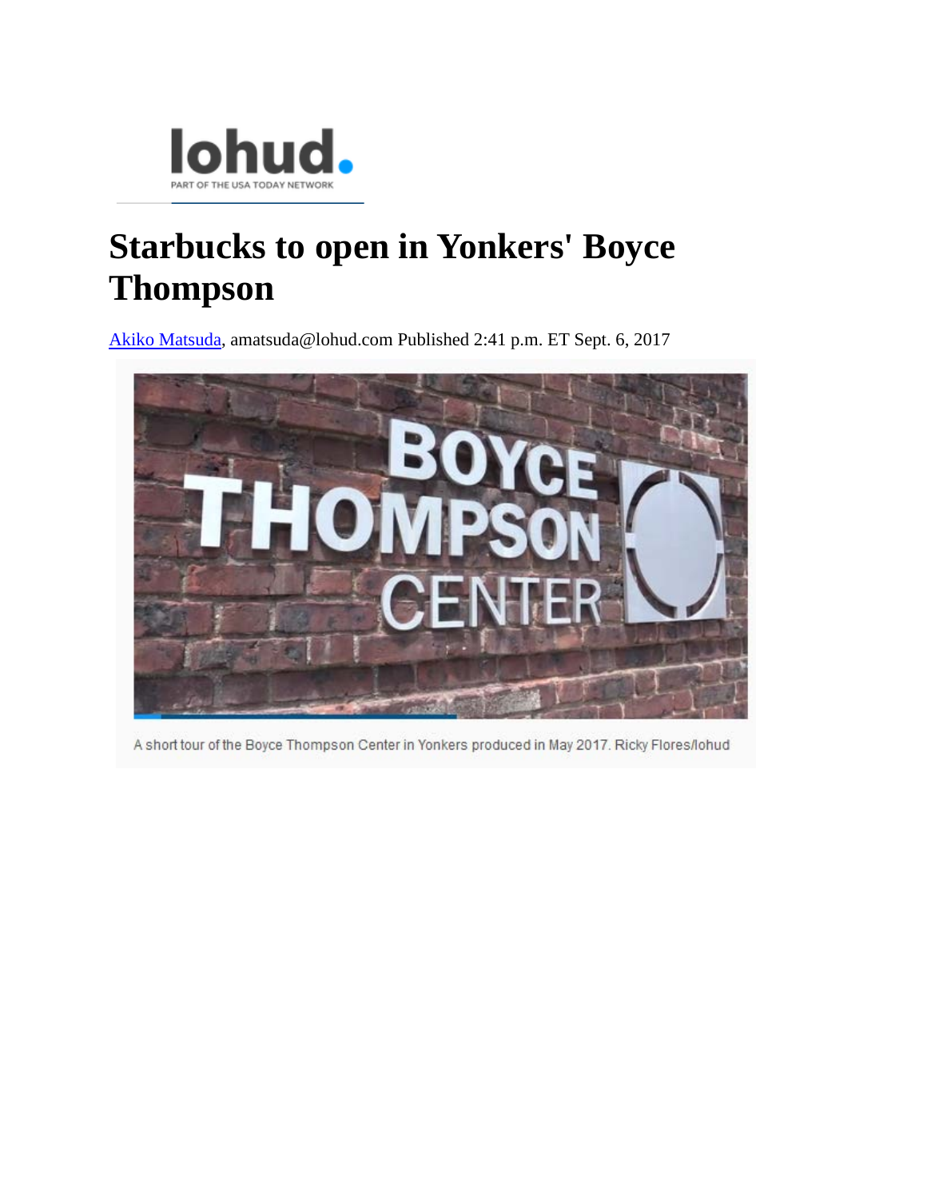# Starbucks to open in Yonkers' Boyce Thompson

[Akiko Matsuda](), amatsuda@lohud.com Published 2:41 p.m. ET Sept. 6, 2017

A short tour of the Boyce Thompson Center in Yonkers produced in May 2017. Ricky Flores/lohud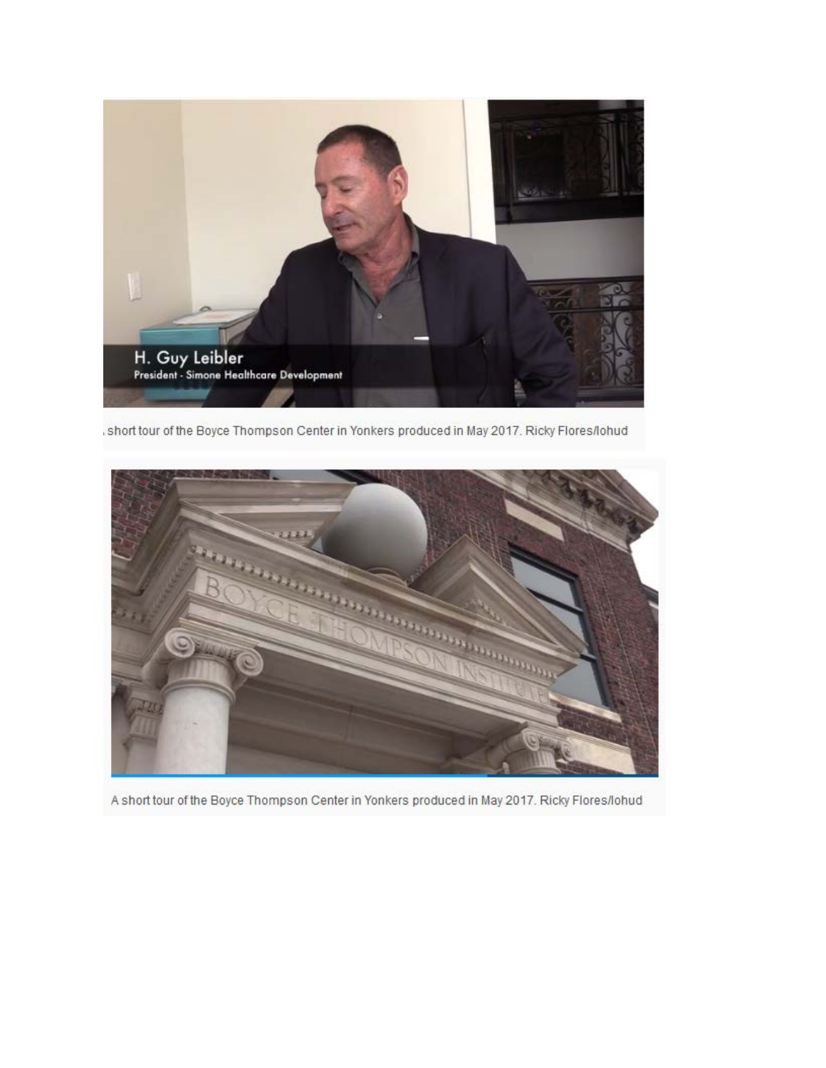short tour of the Boyce Thompson Center in Yonkers produced in May 2017. Ricky Flores/lohud

A short tour of the Boyce Thompson Center in Yonkers produced in May 2017. Ricky Flores/lohud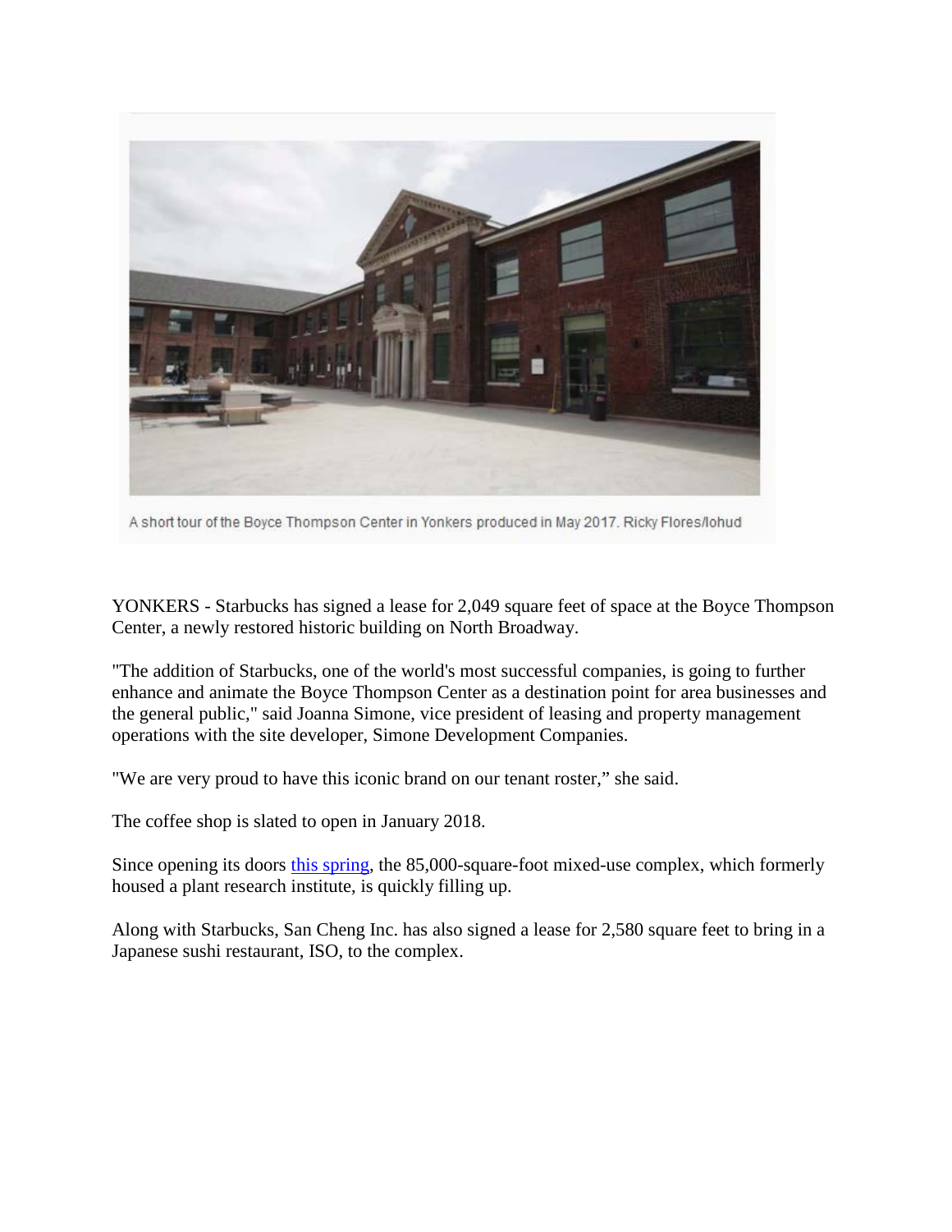A short tour of the Boyce Thompson Center in Yonkers produced in May 2017. Ricky Flores/lohud

YONKERS - Starbucks has signed a lease for 2,049 square feet of space at the Boyce Thompson Center, a newly restored historic building on North Broadway.

"The addition of Starbucks, one of the world's most successful companies, is going to further enhance and animate the Boyce Thompson Center as a destination point for area businesses and the general public," said Joanna Simone, vice president of leasing and property management operations with the site developer, Simone Development Companies.

"We are very proud to have this iconic brand on our tenant roster," she said.

The coffee shop is slated to open in January 2018.

Since opening its doors this spring, the 85,000-square-foot mixed-use complex, which formerly housed a plant research institute, is quickly filling up.

Along with Starbucks, San Cheng Inc. has also signed a lease for 2,580 square feet to bring in a Japanese sushi restaurant, ISO, to the complex.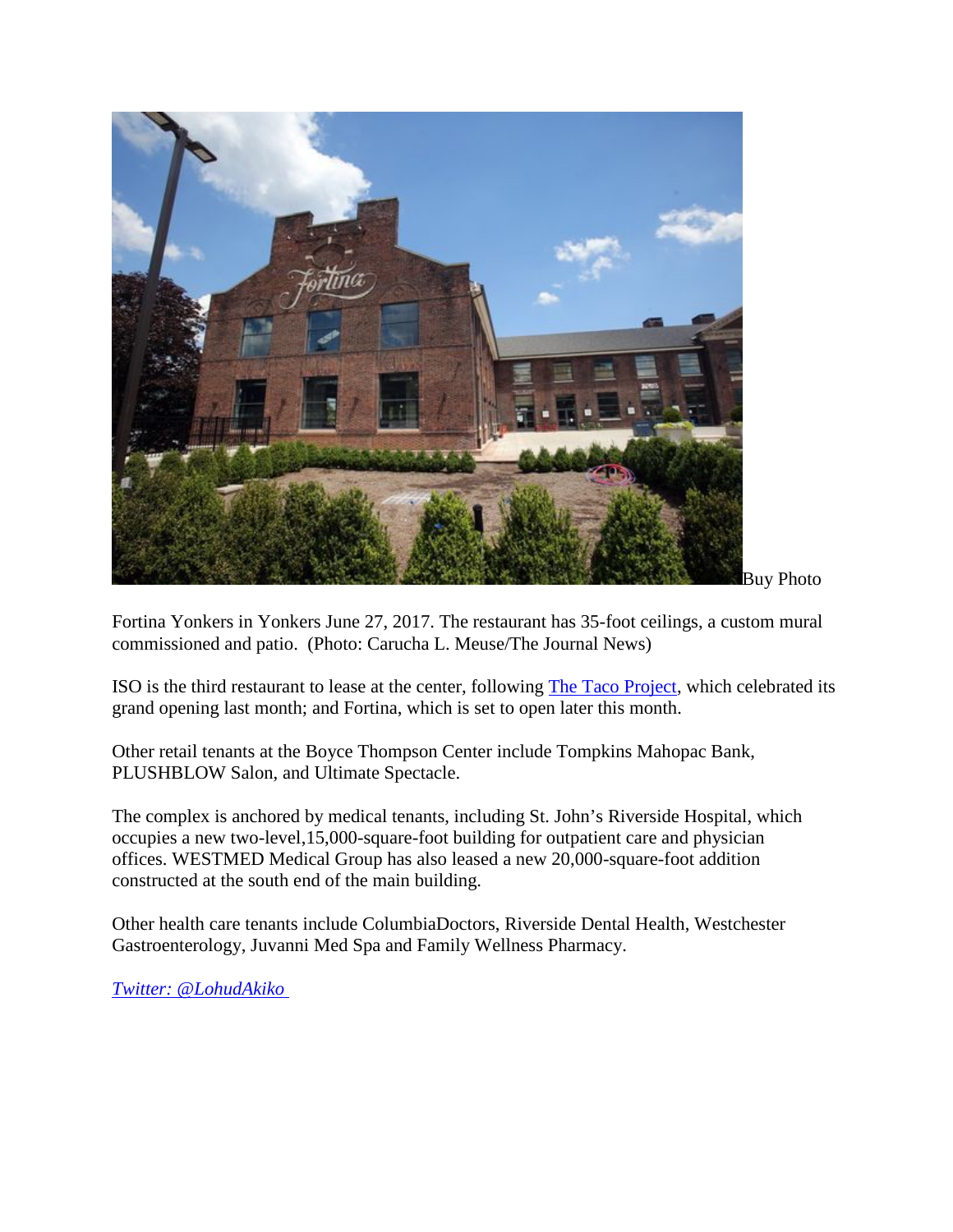Buy Photo

Fortina Yonkers in Yonkers June 27, 2017. The restaurant has 35-foot ceilings, a custom mural commissioned and patio. (Photo: Carucha L. Meuse/The Journal News)

ISO is the third restaurant to lease at the center, following [The Taco Project](), which celebrated its grand opening last month; and Fortina, which is set to open later this month.

Other retail tenants at the Boyce Thompson Center include Tompkins Mahopac Bank, PLUSHBLOW Salon, and Ultimate Spectacle.

The complex is anchored by medical tenants, including St. John's Riverside Hospital, which occupies a new two-level,15,000-square-foot building for outpatient care and physician offices. WESTMED Medical Group has also leased a new 20,000-square-foot addition constructed at the south end of the main building.

Other health care tenants include ColumbiaDoctors, Riverside Dental Health, Westchester Gastroenterology, Juvanni Med Spa and Family Wellness Pharmacy.

*Twitter: @LohudAkiko*